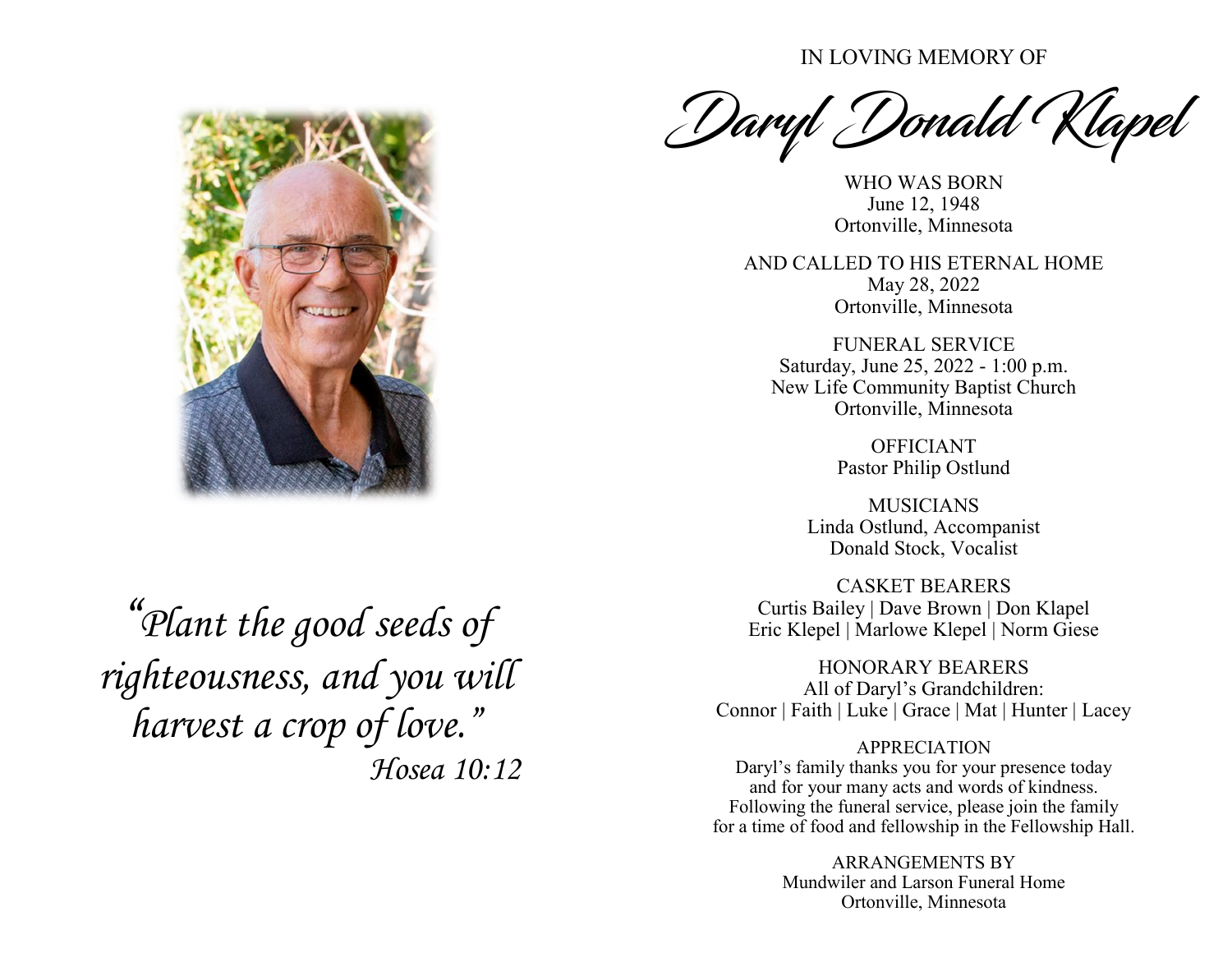*"Plant the good seeds of righteousness, and you will harvest a crop of love."*

*Hosea 10:12*

IN LOVING MEMORY OF

# *Daryl Donald Klapel*

WHO WAS BORN
June 12, 1948
Ortonville, Minnesota

AND CALLED TO HIS ETERNAL HOME
May 28, 2022
Ortonville, Minnesota

FUNERAL SERVICE
Saturday, June 25, 2022 - 1:00 p.m.
New Life Community Baptist Church
Ortonville, Minnesota

OFFICIANT
Pastor Philip Ostlund

MUSICIANS
Linda Ostlund, Accompanist
Donald Stock, Vocalist

CASKET BEARERS
Curtis Bailey | Dave Brown | Don Klapel
Eric Klepel | Marlowe Klepel | Norm Giese

HONORARY BEARERS
All of Daryl's Grandchildren:
Connor | Faith | Luke | Grace | Mat | Hunter | Lacey

APPRECIATION
Daryl's family thanks you for your presence today and for your many acts and words of kindness. Following the funeral service, please join the family for a time of food and fellowship in the Fellowship Hall.

ARRANGEMENTS BY
Mundwiler and Larson Funeral Home
Ortonville, Minnesota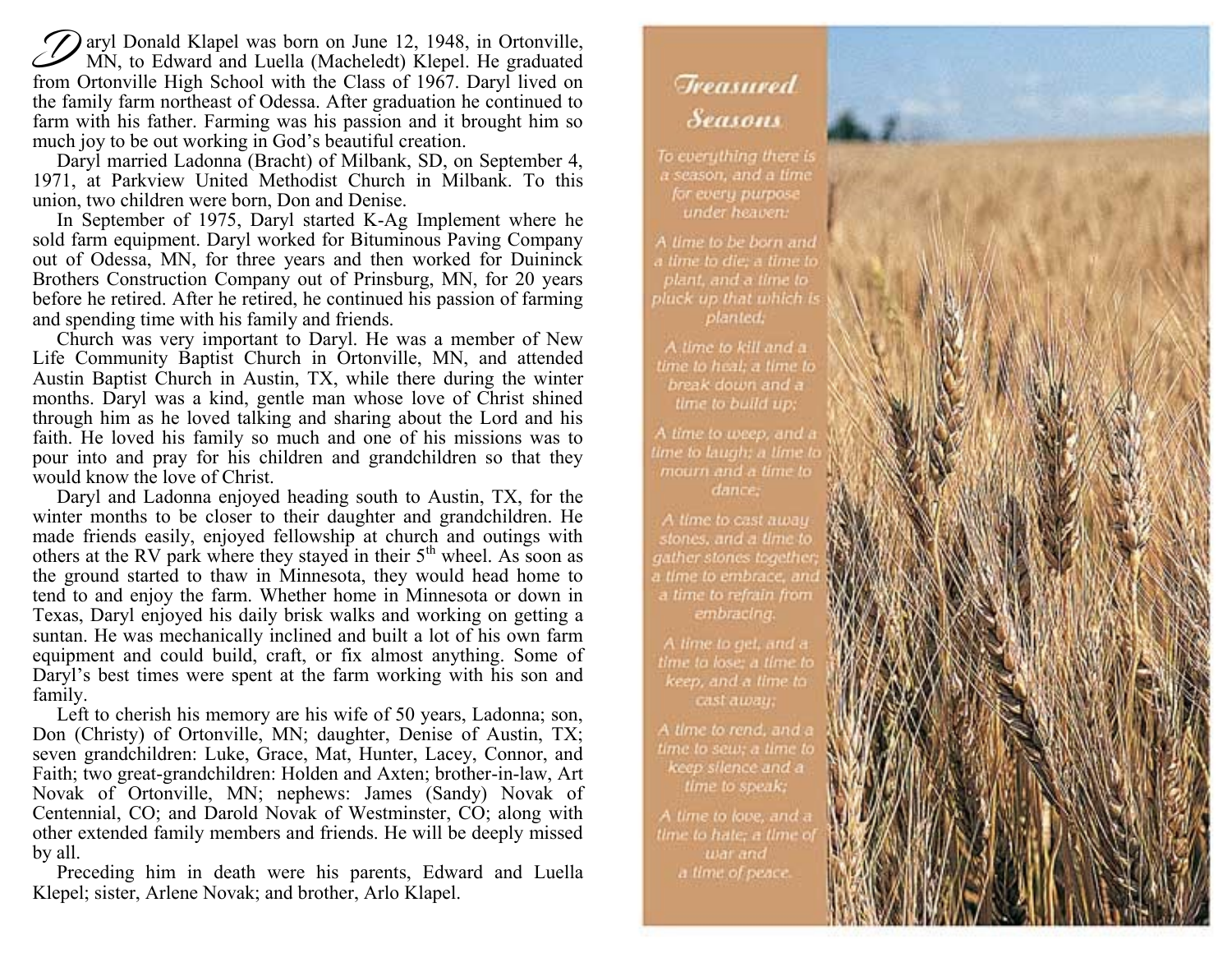Daryl Donald Klapel was born on June 12, 1948, in Ortonville, MN, to Edward and Luella (Macheledt) Klepel. He graduated from Ortonville High School with the Class of 1967. Daryl lived on the family farm northeast of Odessa. After graduation he continued to farm with his father. Farming was his passion and it brought him so much joy to be out working in God's beautiful creation.

Daryl married Ladonna (Bracht) of Milbank, SD, on September 4, 1971, at Parkview United Methodist Church in Milbank. To this union, two children were born, Don and Denise.

In September of 1975, Daryl started K-Ag Implement where he sold farm equipment. Daryl worked for Bituminous Paving Company out of Odessa, MN, for three years and then worked for Duininck Brothers Construction Company out of Prinsburg, MN, for 20 years before he retired. After he retired, he continued his passion of farming and spending time with his family and friends.

Church was very important to Daryl. He was a member of New Life Community Baptist Church in Ortonville, MN, and attended Austin Baptist Church in Austin, TX, while there during the winter months. Daryl was a kind, gentle man whose love of Christ shined through him as he loved talking and sharing about the Lord and his faith. He loved his family so much and one of his missions was to pour into and pray for his children and grandchildren so that they would know the love of Christ.

Daryl and Ladonna enjoyed heading south to Austin, TX, for the winter months to be closer to their daughter and grandchildren. He made friends easily, enjoyed fellowship at church and outings with others at the RV park where they stayed in their 5th wheel. As soon as the ground started to thaw in Minnesota, they would head home to tend to and enjoy the farm. Whether home in Minnesota or down in Texas, Daryl enjoyed his daily brisk walks and working on getting a suntan. He was mechanically inclined and built a lot of his own farm equipment and could build, craft, or fix almost anything. Some of Daryl's best times were spent at the farm working with his son and family.

Left to cherish his memory are his wife of 50 years, Ladonna; son, Don (Christy) of Ortonville, MN; daughter, Denise of Austin, TX; seven grandchildren: Luke, Grace, Mat, Hunter, Lacey, Connor, and Faith; two great-grandchildren: Holden and Axten; brother-in-law, Art Novak of Ortonville, MN; nephews: James (Sandy) Novak of Centennial, CO; and Darold Novak of Westminster, CO; along with other extended family members and friends. He will be deeply missed by all.

Preceding him in death were his parents, Edward and Luella Klepel; sister, Arlene Novak; and brother, Arlo Klapel.

## *Treasured Seasons*

*To everything there is a season, and a time for every purpose under heaven:*

*A time to be born and a time to die; a time to plant, and a time to pluck up that which is planted;*

*A time to kill and a time to heal; a time to break down and a time to build up;*

*A time to weep, and a time to laugh; a time to mourn and a time to dance;*

*A time to cast away stones, and a time to gather stones together; a time to embrace, and a time to refrain from embracing.*

*A time to get, and a time to lose; a time to keep, and a time to cast away;*

*A time to rend, and a time to sew; a time to keep silence and a time to speak;*

*A time to love, and a time to hate; a time of war and a time of peace.*